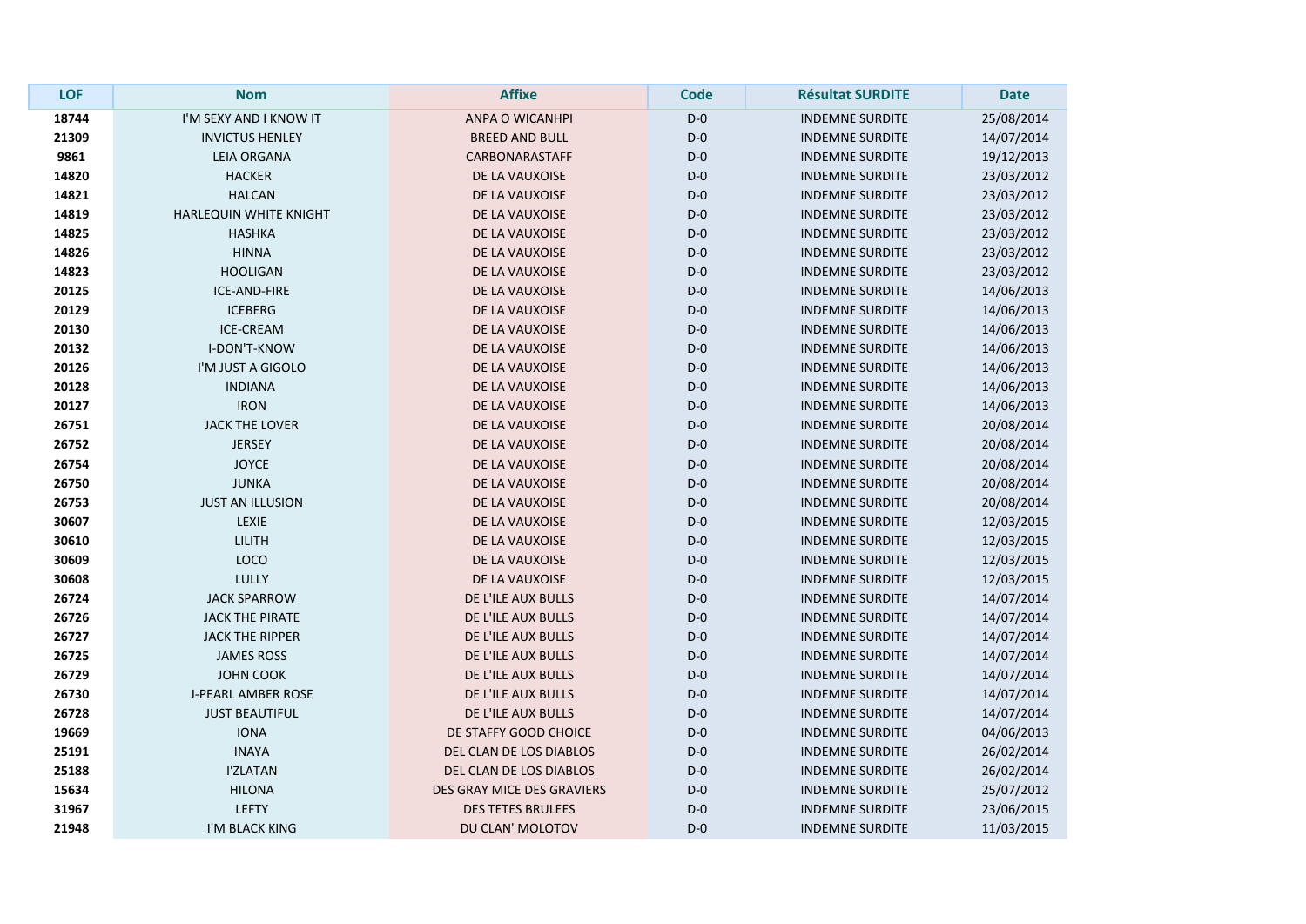| LOF | Nom | Affixe | Code | Résultat SURDITE | Date |
|---|---|---|---|---|---|
| 18744 | I'M SEXY AND I KNOW IT | ANPA O WICANHPI | D-0 | INDEMNE SURDITE | 25/08/2014 |
| 21309 | INVICTUS HENLEY | BREED AND BULL | D-0 | INDEMNE SURDITE | 14/07/2014 |
| 9861 | LEIA ORGANA | CARBONARASTAFF | D-0 | INDEMNE SURDITE | 19/12/2013 |
| 14820 | HACKER | DE LA VAUXOISE | D-0 | INDEMNE SURDITE | 23/03/2012 |
| 14821 | HALCAN | DE LA VAUXOISE | D-0 | INDEMNE SURDITE | 23/03/2012 |
| 14819 | HARLEQUIN WHITE KNIGHT | DE LA VAUXOISE | D-0 | INDEMNE SURDITE | 23/03/2012 |
| 14825 | HASHKA | DE LA VAUXOISE | D-0 | INDEMNE SURDITE | 23/03/2012 |
| 14826 | HINNA | DE LA VAUXOISE | D-0 | INDEMNE SURDITE | 23/03/2012 |
| 14823 | HOOLIGAN | DE LA VAUXOISE | D-0 | INDEMNE SURDITE | 23/03/2012 |
| 20125 | ICE-AND-FIRE | DE LA VAUXOISE | D-0 | INDEMNE SURDITE | 14/06/2013 |
| 20129 | ICEBERG | DE LA VAUXOISE | D-0 | INDEMNE SURDITE | 14/06/2013 |
| 20130 | ICE-CREAM | DE LA VAUXOISE | D-0 | INDEMNE SURDITE | 14/06/2013 |
| 20132 | I-DON'T-KNOW | DE LA VAUXOISE | D-0 | INDEMNE SURDITE | 14/06/2013 |
| 20126 | I'M JUST A GIGOLO | DE LA VAUXOISE | D-0 | INDEMNE SURDITE | 14/06/2013 |
| 20128 | INDIANA | DE LA VAUXOISE | D-0 | INDEMNE SURDITE | 14/06/2013 |
| 20127 | IRON | DE LA VAUXOISE | D-0 | INDEMNE SURDITE | 14/06/2013 |
| 26751 | JACK THE LOVER | DE LA VAUXOISE | D-0 | INDEMNE SURDITE | 20/08/2014 |
| 26752 | JERSEY | DE LA VAUXOISE | D-0 | INDEMNE SURDITE | 20/08/2014 |
| 26754 | JOYCE | DE LA VAUXOISE | D-0 | INDEMNE SURDITE | 20/08/2014 |
| 26750 | JUNKA | DE LA VAUXOISE | D-0 | INDEMNE SURDITE | 20/08/2014 |
| 26753 | JUST AN ILLUSION | DE LA VAUXOISE | D-0 | INDEMNE SURDITE | 20/08/2014 |
| 30607 | LEXIE | DE LA VAUXOISE | D-0 | INDEMNE SURDITE | 12/03/2015 |
| 30610 | LILITH | DE LA VAUXOISE | D-0 | INDEMNE SURDITE | 12/03/2015 |
| 30609 | LOCO | DE LA VAUXOISE | D-0 | INDEMNE SURDITE | 12/03/2015 |
| 30608 | LULLY | DE LA VAUXOISE | D-0 | INDEMNE SURDITE | 12/03/2015 |
| 26724 | JACK SPARROW | DE L'ILE AUX BULLS | D-0 | INDEMNE SURDITE | 14/07/2014 |
| 26726 | JACK THE PIRATE | DE L'ILE AUX BULLS | D-0 | INDEMNE SURDITE | 14/07/2014 |
| 26727 | JACK THE RIPPER | DE L'ILE AUX BULLS | D-0 | INDEMNE SURDITE | 14/07/2014 |
| 26725 | JAMES ROSS | DE L'ILE AUX BULLS | D-0 | INDEMNE SURDITE | 14/07/2014 |
| 26729 | JOHN COOK | DE L'ILE AUX BULLS | D-0 | INDEMNE SURDITE | 14/07/2014 |
| 26730 | J-PEARL AMBER ROSE | DE L'ILE AUX BULLS | D-0 | INDEMNE SURDITE | 14/07/2014 |
| 26728 | JUST BEAUTIFUL | DE L'ILE AUX BULLS | D-0 | INDEMNE SURDITE | 14/07/2014 |
| 19669 | IONA | DE STAFFY GOOD CHOICE | D-0 | INDEMNE SURDITE | 04/06/2013 |
| 25191 | INAYA | DEL CLAN DE LOS DIABLOS | D-0 | INDEMNE SURDITE | 26/02/2014 |
| 25188 | I'ZLATAN | DEL CLAN DE LOS DIABLOS | D-0 | INDEMNE SURDITE | 26/02/2014 |
| 15634 | HILONA | DES GRAY MICE DES GRAVIERS | D-0 | INDEMNE SURDITE | 25/07/2012 |
| 31967 | LEFTY | DES TETES BRULEES | D-0 | INDEMNE SURDITE | 23/06/2015 |
| 21948 | I'M BLACK KING | DU CLAN' MOLOTOV | D-0 | INDEMNE SURDITE | 11/03/2015 |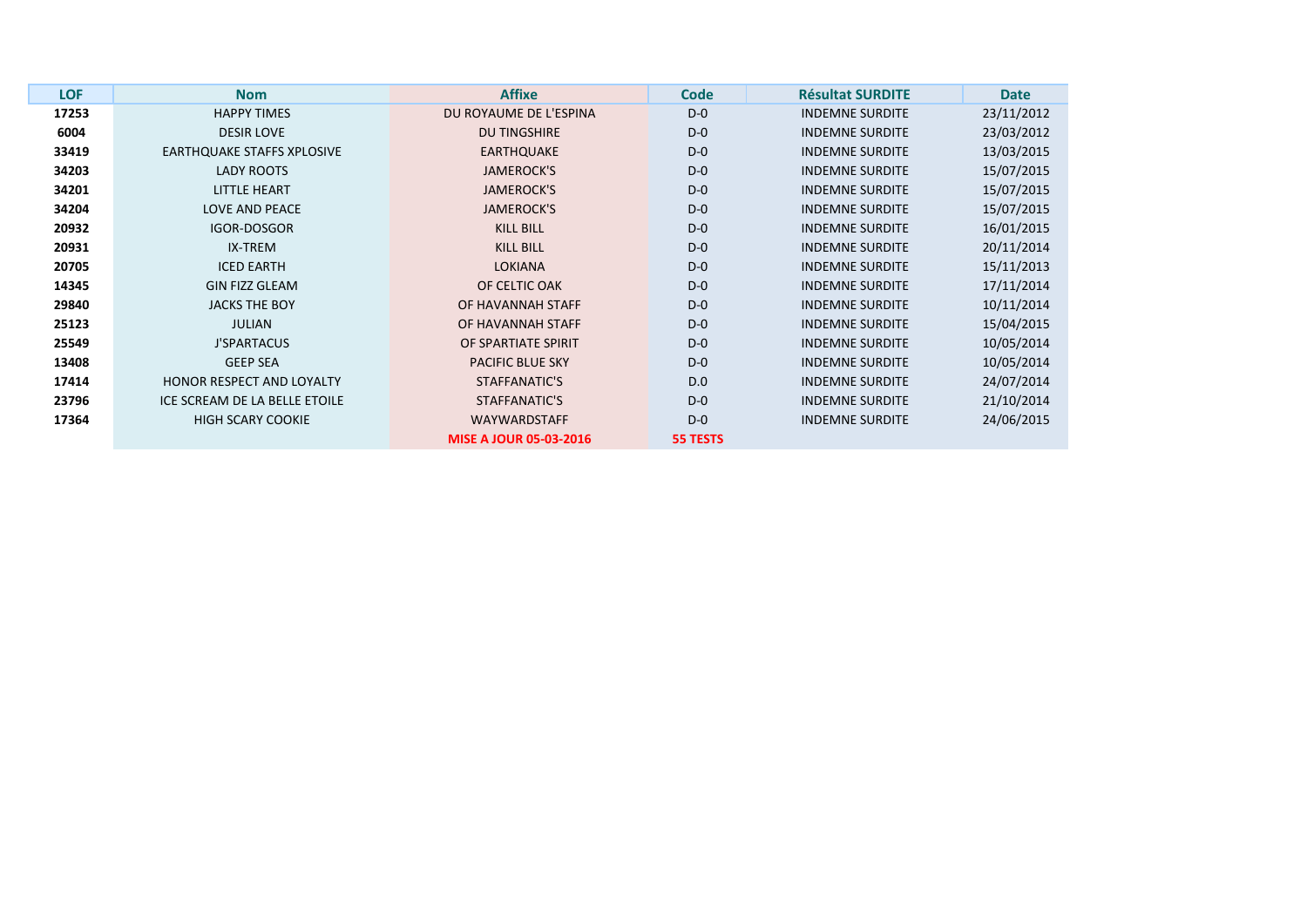| LOF | Nom | Affixe | Code | Résultat SURDITE | Date |
|---|---|---|---|---|---|
| 17253 | HAPPY TIMES | DU ROYAUME DE L'ESPINA | D-0 | INDEMNE SURDITE | 23/11/2012 |
| 6004 | DESIR LOVE | DU TINGSHIRE | D-0 | INDEMNE SURDITE | 23/03/2012 |
| 33419 | EARTHQUAKE STAFFS XPLOSIVE | EARTHQUAKE | D-0 | INDEMNE SURDITE | 13/03/2015 |
| 34203 | LADY ROOTS | JAMEROCK'S | D-0 | INDEMNE SURDITE | 15/07/2015 |
| 34201 | LITTLE HEART | JAMEROCK'S | D-0 | INDEMNE SURDITE | 15/07/2015 |
| 34204 | LOVE AND PEACE | JAMEROCK'S | D-0 | INDEMNE SURDITE | 15/07/2015 |
| 20932 | IGOR-DOSGOR | KILL BILL | D-0 | INDEMNE SURDITE | 16/01/2015 |
| 20931 | IX-TREM | KILL BILL | D-0 | INDEMNE SURDITE | 20/11/2014 |
| 20705 | ICED EARTH | LOKIANA | D-0 | INDEMNE SURDITE | 15/11/2013 |
| 14345 | GIN FIZZ GLEAM | OF CELTIC OAK | D-0 | INDEMNE SURDITE | 17/11/2014 |
| 29840 | JACKS THE BOY | OF HAVANNAH STAFF | D-0 | INDEMNE SURDITE | 10/11/2014 |
| 25123 | JULIAN | OF HAVANNAH STAFF | D-0 | INDEMNE SURDITE | 15/04/2015 |
| 25549 | J'SPARTACUS | OF SPARTIATE SPIRIT | D-0 | INDEMNE SURDITE | 10/05/2014 |
| 13408 | GEEP SEA | PACIFIC BLUE SKY | D-0 | INDEMNE SURDITE | 10/05/2014 |
| 17414 | HONOR RESPECT AND LOYALTY | STAFFANATIC'S | D.0 | INDEMNE SURDITE | 24/07/2014 |
| 23796 | ICE SCREAM DE LA BELLE ETOILE | STAFFANATIC'S | D-0 | INDEMNE SURDITE | 21/10/2014 |
| 17364 | HIGH SCARY COOKIE | WAYWARDSTAFF | D-0 | INDEMNE SURDITE | 24/06/2015 |
| | | **MISE A JOUR 05-03-2016** | **55 TESTS** | | |